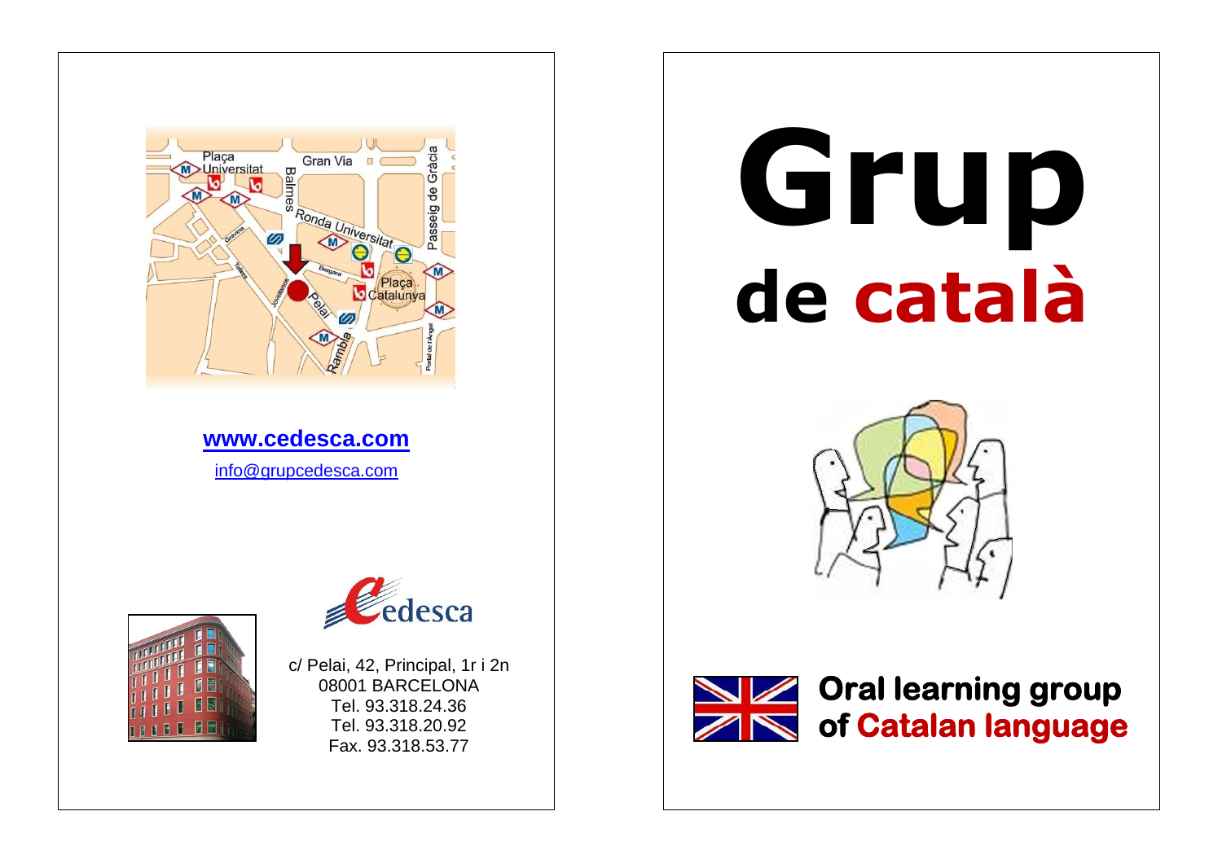**www.cedesca.com**

info@grupcedesca.com

Cedesca

c/ Pelai, 42, Principal, 1r i 2n
08001 BARCELONA
Tel. 93.318.24.36
Tel. 93.318.20.92
Fax. 93.318.53.77

# Grup

## de català

**Oral learning group of Catalan language**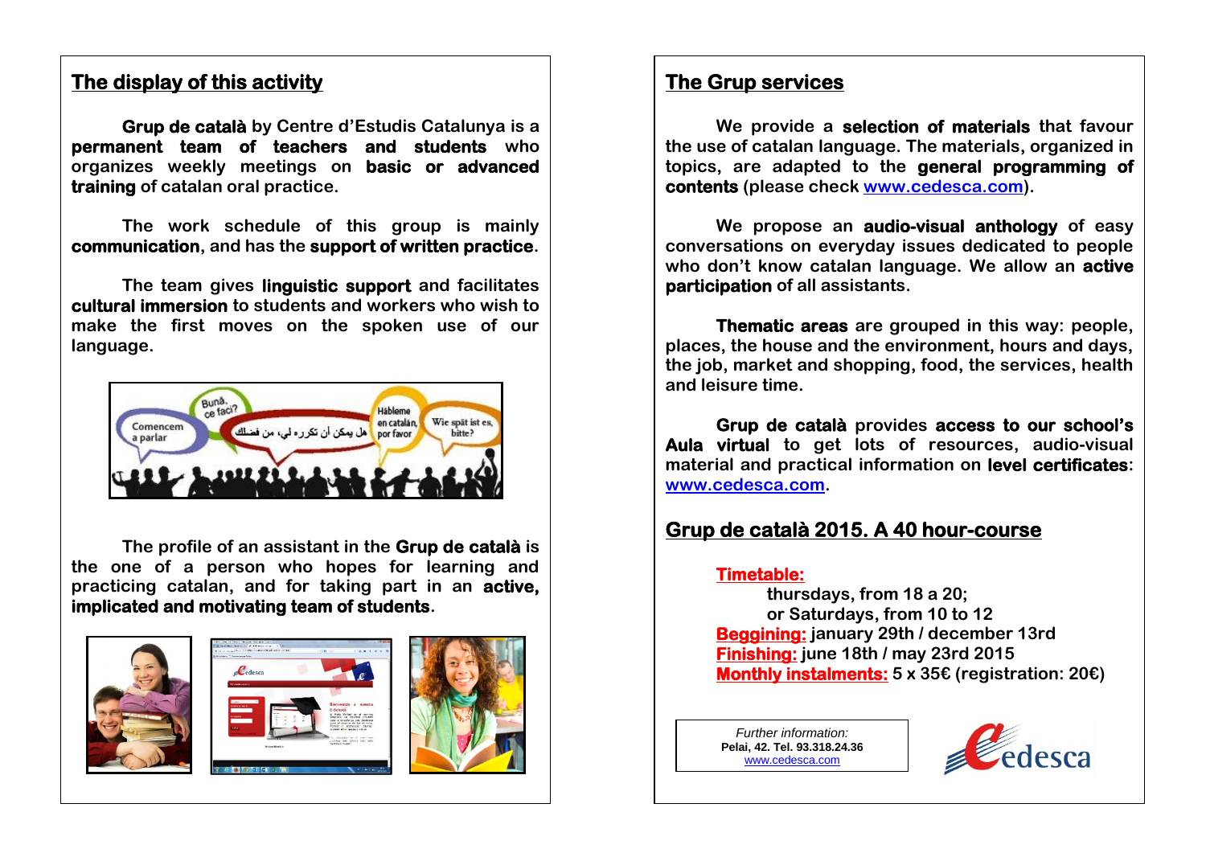## The display of this activity

**Grup de català** by Centre d'Estudis Catalunya is a **permanent team of teachers and students** who organizes weekly meetings on **basic or advanced training** of catalan oral practice.

The work schedule of this group is mainly **communication**, and has the **support of written practice**.

The team gives **linguistic support** and facilitates **cultural immersion** to students and workers who wish to make the first moves on the spoken use of our language.

The profile of an assistant in the **Grup de català** is the one of a person who hopes for learning and practicing catalan, and for taking part in an **active, implicated and motivating team of students**.

## The Grup services

We provide a **selection of materials** that favour the use of catalan language. The materials, organized in topics, are adapted to the **general programming of contents** (please check www.cedesca.com).

We propose an **audio-visual anthology** of easy conversations on everyday issues dedicated to people who don't know catalan language. We allow an **active participation** of all assistants.

**Thematic areas** are grouped in this way: people, places, the house and the environment, hours and days, the job, market and shopping, food, the services, health and leisure time.

**Grup de català** provides **access to our school's Aula virtual** to get lots of resources, audio-visual material and practical information on **level certificates**: www.cedesca.com.

## Grup de català 2015. A 40 hour-course

**Timetable:**
thursdays, from 18 a 20;
or Saturdays, from 10 to 12
**Beggining:** january 29th / december 13rd
**Finishing:** june 18th / may 23rd 2015
**Monthly instalments:** 5 x 35€ (registration: 20€)

*Further information:*
**Pelai, 42. Tel. 93.318.24.36**
www.cedesca.com